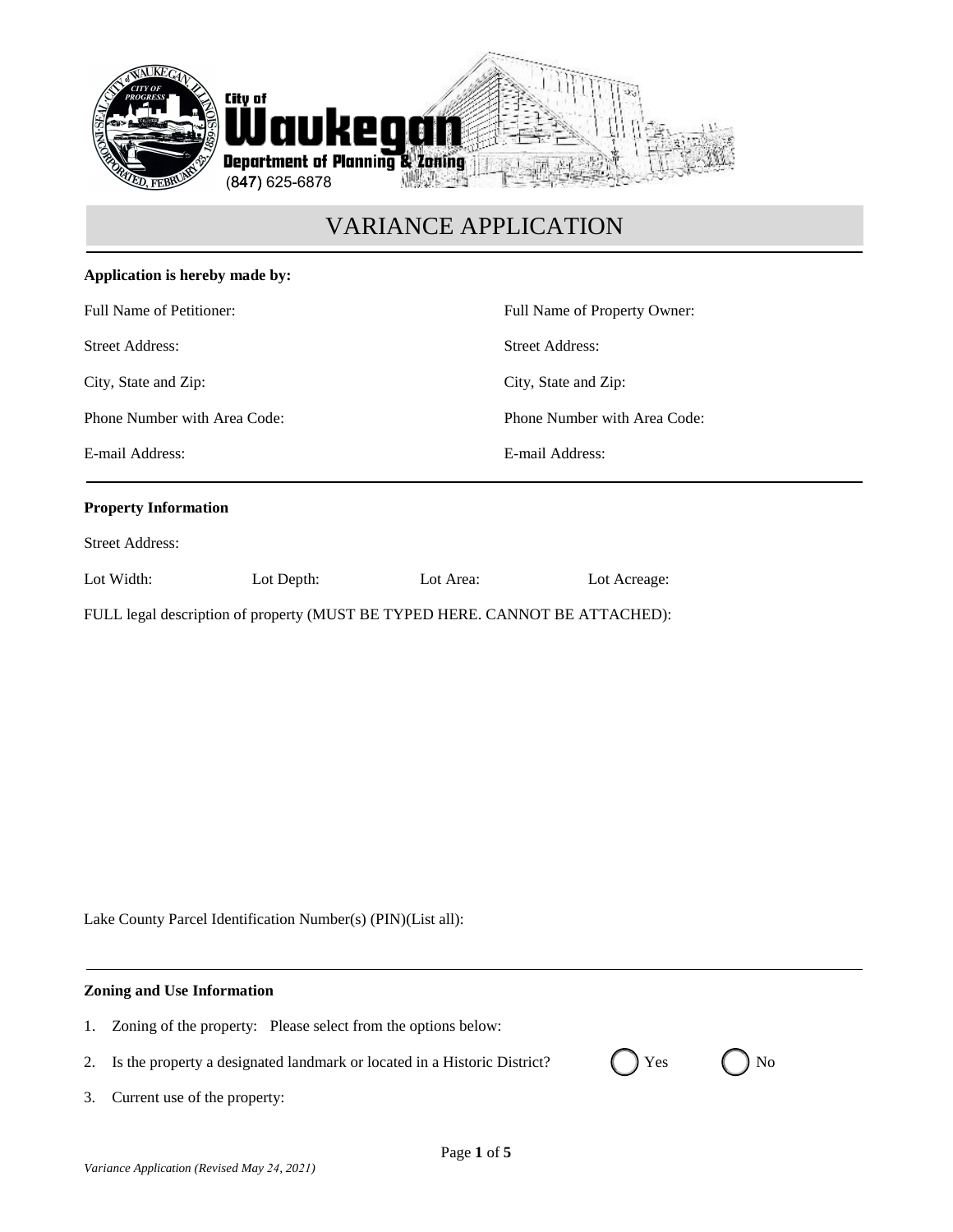City of Waukegan
Department of Planning & Zoning
(847) 625-6878

# VARIANCE APPLICATION

**Application is hereby made by:**

Full Name of Petitioner:

Street Address:

City, State and Zip:

Phone Number with Area Code:

E-mail Address:

Full Name of Property Owner:

Street Address:

City, State and Zip:

Phone Number with Area Code:

E-mail Address:

**Property Information**

Street Address:

Lot Width: Lot Depth: Lot Area: Lot Acreage:

FULL legal description of property (MUST BE TYPED HERE. CANNOT BE ATTACHED):

Lake County Parcel Identification Number(s) (PIN)(List all):

**Zoning and Use Information**

1. Zoning of the property: Please select from the options below:
2. Is the property a designated landmark or located in a Historic District? ◯ Yes ◯ No
3. Current use of the property:

*Variance Application (Revised May 24, 2021)*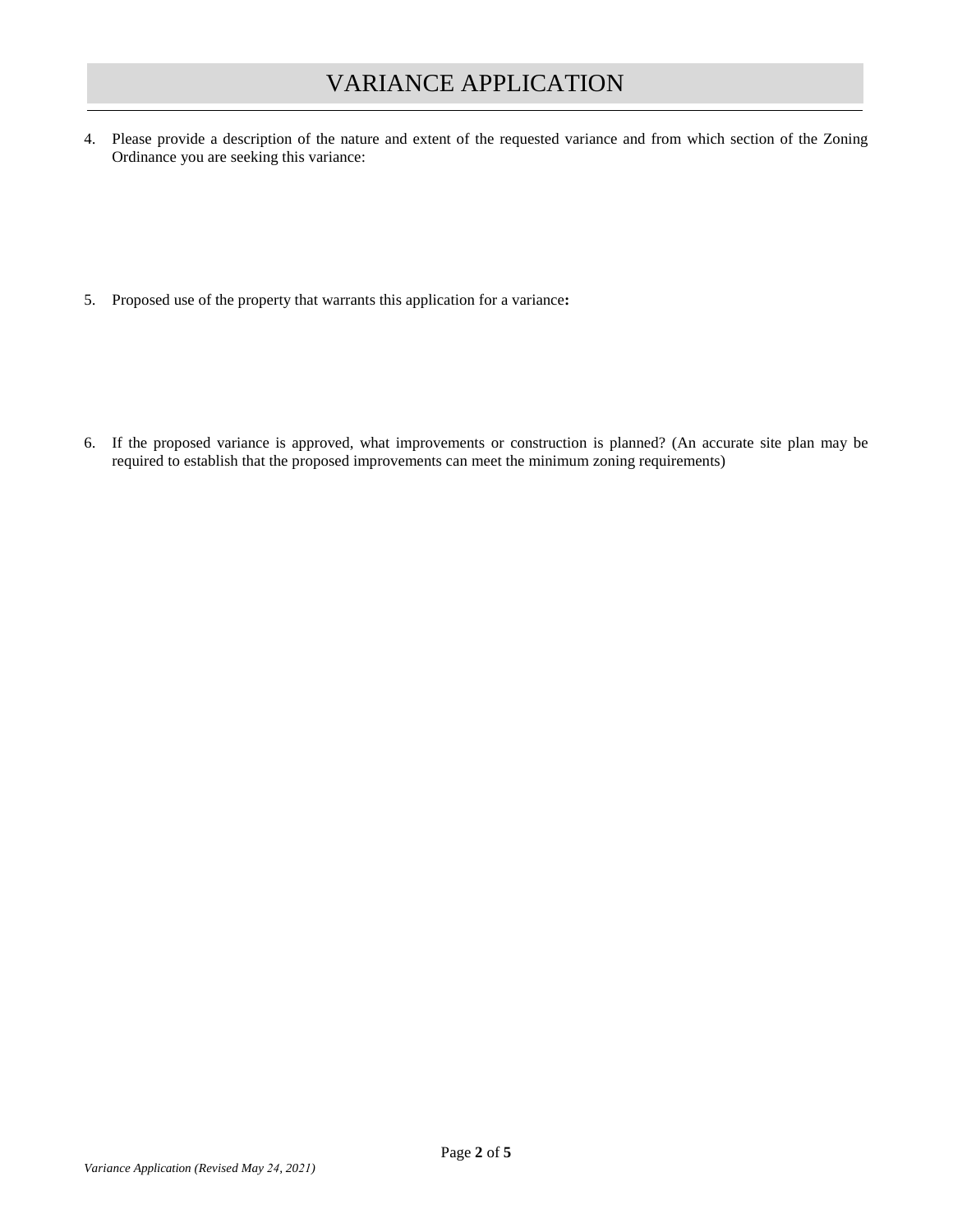# VARIANCE APPLICATION

4. Please provide a description of the nature and extent of the requested variance and from which section of the Zoning Ordinance you are seeking this variance:

5. Proposed use of the property that warrants this application for a variance**:**

6. If the proposed variance is approved, what improvements or construction is planned? (An accurate site plan may be required to establish that the proposed improvements can meet the minimum zoning requirements)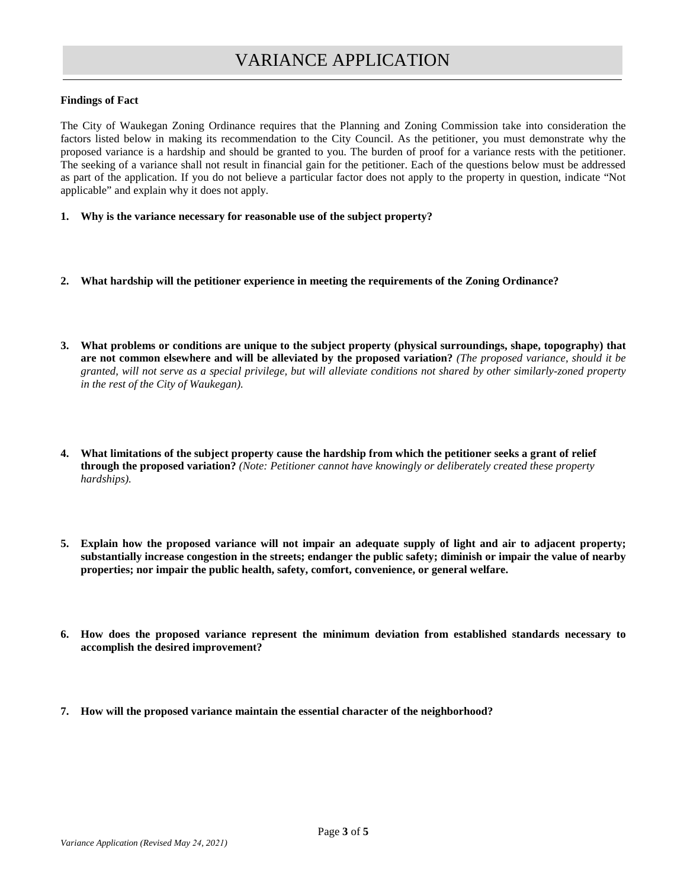# VARIANCE APPLICATION

**Findings of Fact**

The City of Waukegan Zoning Ordinance requires that the Planning and Zoning Commission take into consideration the factors listed below in making its recommendation to the City Council. As the petitioner, you must demonstrate why the proposed variance is a hardship and should be granted to you. The burden of proof for a variance rests with the petitioner. The seeking of a variance shall not result in financial gain for the petitioner. Each of the questions below must be addressed as part of the application. If you do not believe a particular factor does not apply to the property in question, indicate "Not applicable" and explain why it does not apply.

1. **Why is the variance necessary for reasonable use of the subject property?**

2. **What hardship will the petitioner experience in meeting the requirements of the Zoning Ordinance?**

3. **What problems or conditions are unique to the subject property (physical surroundings, shape, topography) that are not common elsewhere and will be alleviated by the proposed variation?** *(The proposed variance, should it be granted, will not serve as a special privilege, but will alleviate conditions not shared by other similarly-zoned property in the rest of the City of Waukegan).*

4. **What limitations of the subject property cause the hardship from which the petitioner seeks a grant of relief through the proposed variation?** *(Note: Petitioner cannot have knowingly or deliberately created these property hardships).*

5. **Explain how the proposed variance will not impair an adequate supply of light and air to adjacent property; substantially increase congestion in the streets; endanger the public safety; diminish or impair the value of nearby properties; nor impair the public health, safety, comfort, convenience, or general welfare.**

6. **How does the proposed variance represent the minimum deviation from established standards necessary to accomplish the desired improvement?**

7. **How will the proposed variance maintain the essential character of the neighborhood?**

*Variance Application (Revised May 24, 2021)*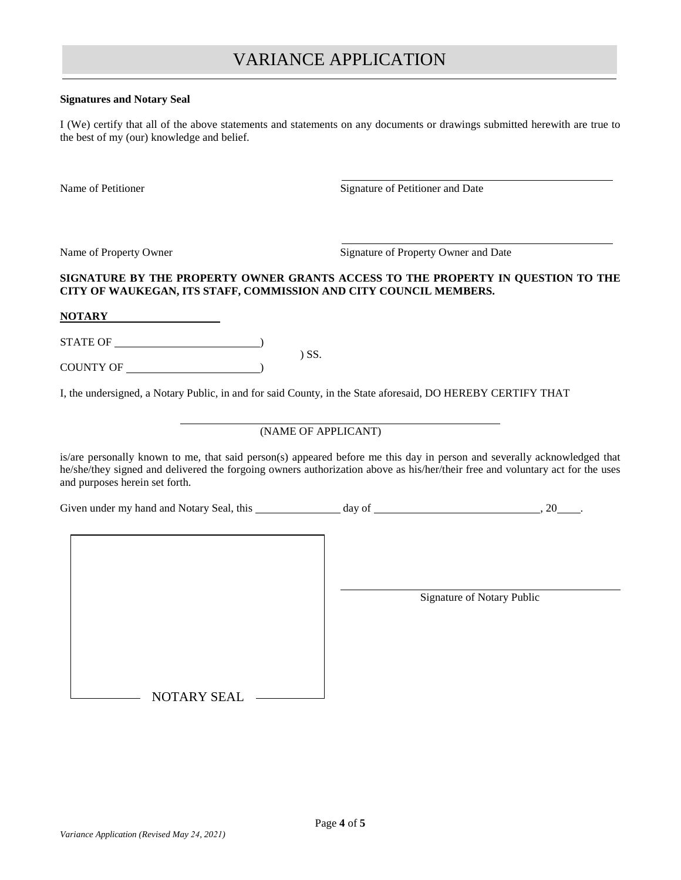# VARIANCE APPLICATION

**Signatures and Notary Seal**

I (We) certify that all of the above statements and statements on any documents or drawings submitted herewith are true to the best of my (our) knowledge and belief.

Name of Petitioner ______________________ Signature of Petitioner and Date

Name of Property Owner ______________________ Signature of Property Owner and Date

**SIGNATURE BY THE PROPERTY OWNER GRANTS ACCESS TO THE PROPERTY IN QUESTION TO THE CITY OF WAUKEGAN, ITS STAFF, COMMISSION AND CITY COUNCIL MEMBERS.**

**NOTARY**

STATE OF ______________________)
) SS.
COUNTY OF ______________________)

I, the undersigned, a Notary Public, in and for said County, in the State aforesaid, DO HEREBY CERTIFY THAT

______________________
(NAME OF APPLICANT)

is/are personally known to me, that said person(s) appeared before me this day in person and severally acknowledged that he/she/they signed and delivered the forgoing owners authorization above as his/her/their free and voluntary act for the uses and purposes herein set forth.

Given under my hand and Notary Seal, this ____________ day of ______________________, 20____.

NOTARY SEAL

______________________
Signature of Notary Public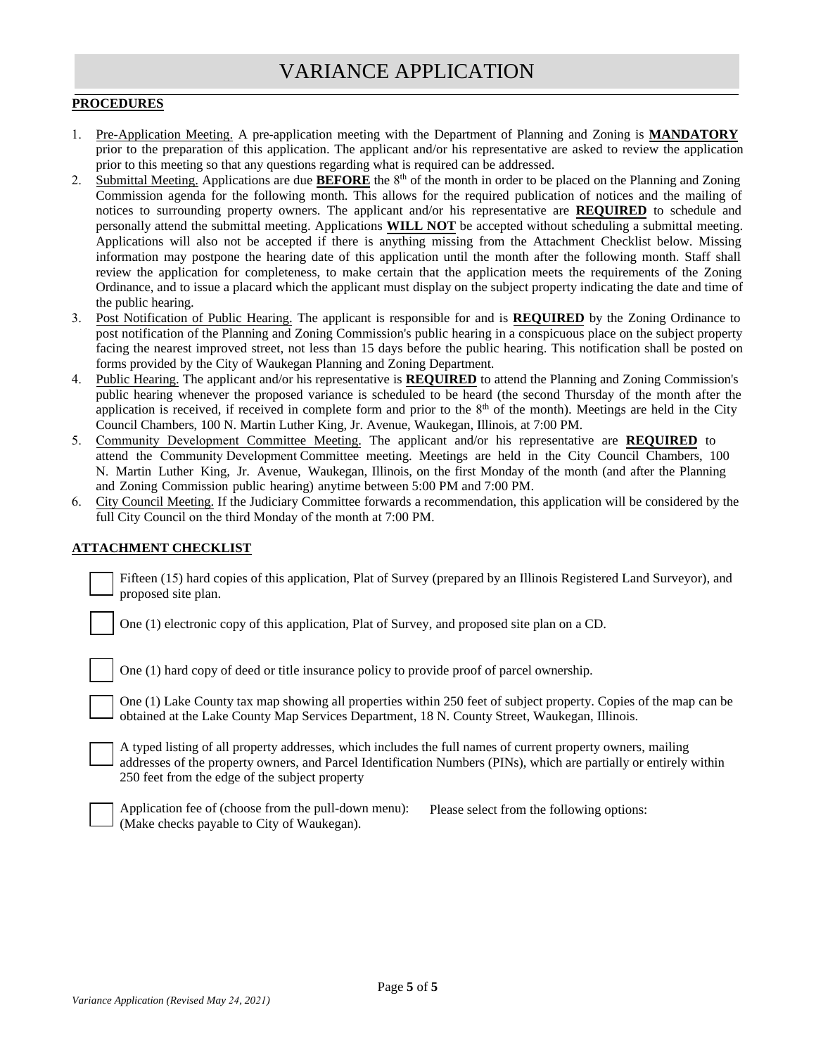# VARIANCE APPLICATION

## PROCEDURES

1. Pre-Application Meeting. A pre-application meeting with the Department of Planning and Zoning is **MANDATORY** prior to the preparation of this application. The applicant and/or his representative are asked to review the application prior to this meeting so that any questions regarding what is required can be addressed.
2. Submittal Meeting. Applications are due **BEFORE** the 8th of the month in order to be placed on the Planning and Zoning Commission agenda for the following month. This allows for the required publication of notices and the mailing of notices to surrounding property owners. The applicant and/or his representative are **REQUIRED** to schedule and personally attend the submittal meeting. Applications **WILL NOT** be accepted without scheduling a submittal meeting. Applications will also not be accepted if there is anything missing from the Attachment Checklist below. Missing information may postpone the hearing date of this application until the month after the following month. Staff shall review the application for completeness, to make certain that the application meets the requirements of the Zoning Ordinance, and to issue a placard which the applicant must display on the subject property indicating the date and time of the public hearing.
3. Post Notification of Public Hearing. The applicant is responsible for and is **REQUIRED** by the Zoning Ordinance to post notification of the Planning and Zoning Commission's public hearing in a conspicuous place on the subject property facing the nearest improved street, not less than 15 days before the public hearing. This notification shall be posted on forms provided by the City of Waukegan Planning and Zoning Department.
4. Public Hearing. The applicant and/or his representative is **REQUIRED** to attend the Planning and Zoning Commission's public hearing whenever the proposed variance is scheduled to be heard (the second Thursday of the month after the application is received, if received in complete form and prior to the 8th of the month). Meetings are held in the City Council Chambers, 100 N. Martin Luther King, Jr. Avenue, Waukegan, Illinois, at 7:00 PM.
5. Community Development Committee Meeting. The applicant and/or his representative are **REQUIRED** to attend the Community Development Committee meeting. Meetings are held in the City Council Chambers, 100 N. Martin Luther King, Jr. Avenue, Waukegan, Illinois, on the first Monday of the month (and after the Planning and Zoning Commission public hearing) anytime between 5:00 PM and 7:00 PM.
6. City Council Meeting. If the Judiciary Committee forwards a recommendation, this application will be considered by the full City Council on the third Monday of the month at 7:00 PM.

## ATTACHMENT CHECKLIST

- [ ] Fifteen (15) hard copies of this application, Plat of Survey (prepared by an Illinois Registered Land Surveyor), and proposed site plan.
- [ ] One (1) electronic copy of this application, Plat of Survey, and proposed site plan on a CD.
- [ ] One (1) hard copy of deed or title insurance policy to provide proof of parcel ownership.
- [ ] One (1) Lake County tax map showing all properties within 250 feet of subject property. Copies of the map can be obtained at the Lake County Map Services Department, 18 N. County Street, Waukegan, Illinois.
- [ ] A typed listing of all property addresses, which includes the full names of current property owners, mailing addresses of the property owners, and Parcel Identification Numbers (PINs), which are partially or entirely within 250 feet from the edge of the subject property
- [ ] Application fee of (choose from the pull-down menu): Please select from the following options:
  (Make checks payable to City of Waukegan).

*Variance Application (Revised May 24, 2021)*